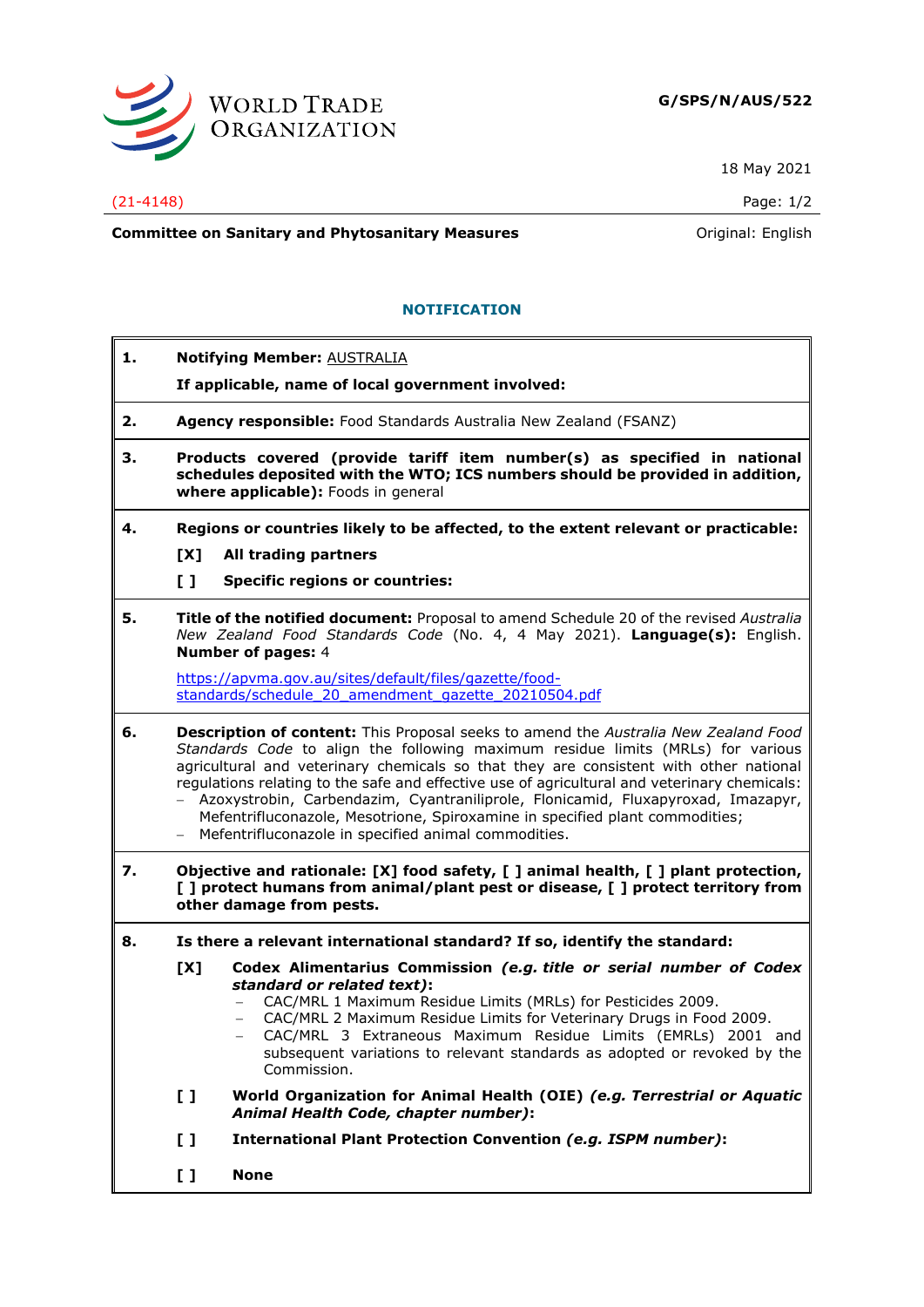G/SPS/N/AUS/522

18 May 2021

(21-4148)

**Committee on Sanitary and Phytosanitary Measures**

Original: English

## NOTIFICATION

**1. Notifying Member:** AUSTRALIA

**If applicable, name of local government involved:**

**2. Agency responsible:** Food Standards Australia New Zealand (FSANZ)

**3. Products covered (provide tariff item number(s) as specified in national schedules deposited with the WTO; ICS numbers should be provided in addition, where applicable):** Foods in general

**4. Regions or countries likely to be affected, to the extent relevant or practicable:**

[X] **All trading partners**

[ ] **Specific regions or countries:**

**5. Title of the notified document:** Proposal to amend Schedule 20 of the revised *Australia New Zealand Food Standards Code* (No. 4, 4 May 2021). **Language(s):** English. **Number of pages:** 4

https://apvma.gov.au/sites/default/files/gazette/food-standards/schedule_20_amendment_gazette_20210504.pdf

**6. Description of content:** This Proposal seeks to amend the *Australia New Zealand Food Standards Code* to align the following maximum residue limits (MRLs) for various agricultural and veterinary chemicals so that they are consistent with other national regulations relating to the safe and effective use of agricultural and veterinary chemicals:

- Azoxystrobin, Carbendazim, Cyantraniliprole, Flonicamid, Fluxapyroxad, Imazapyr, Mefentrifluconazole, Mesotrione, Spiroxamine in specified plant commodities;
- Mefentrifluconazole in specified animal commodities.

**7. Objective and rationale: [X] food safety, [ ] animal health, [ ] plant protection, [ ] protect humans from animal/plant pest or disease, [ ] protect territory from other damage from pests.**

**8. Is there a relevant international standard? If so, identify the standard:**

[X] **Codex Alimentarius Commission** ***(e.g. title or serial number of Codex standard or related text)*:**

- CAC/MRL 1 Maximum Residue Limits (MRLs) for Pesticides 2009.
- CAC/MRL 2 Maximum Residue Limits for Veterinary Drugs in Food 2009.
- CAC/MRL 3 Extraneous Maximum Residue Limits (EMRLs) 2001 and subsequent variations to relevant standards as adopted or revoked by the Commission.

[ ] **World Organization for Animal Health (OIE)** ***(e.g. Terrestrial or Aquatic Animal Health Code, chapter number)*:**

[ ] **International Plant Protection Convention** ***(e.g. ISPM number)*:**

[ ] **None**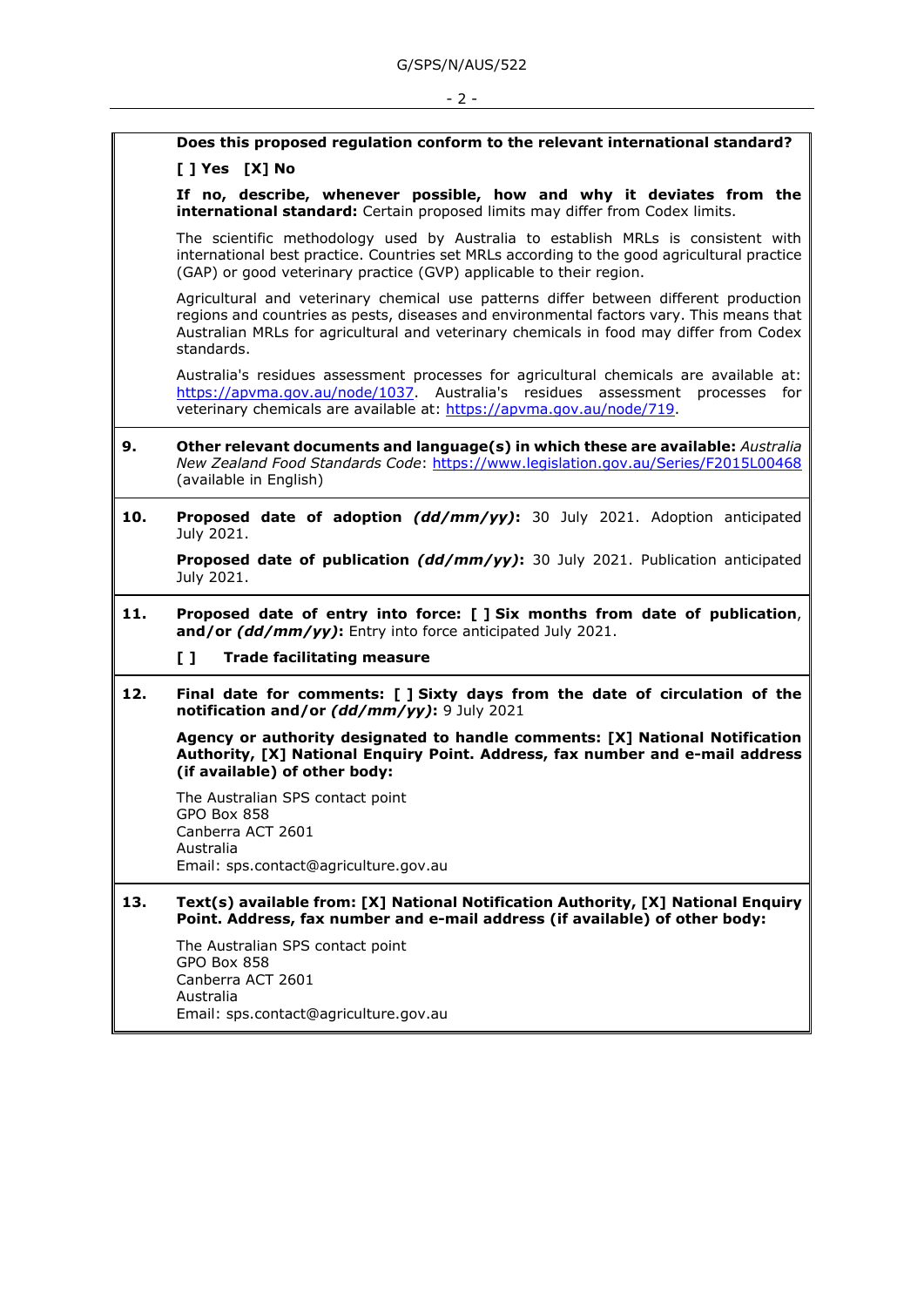**Does this proposed regulation conform to the relevant international standard?**

**[ ] Yes [X] No**

**If no, describe, whenever possible, how and why it deviates from the international standard:** Certain proposed limits may differ from Codex limits.

The scientific methodology used by Australia to establish MRLs is consistent with international best practice. Countries set MRLs according to the good agricultural practice (GAP) or good veterinary practice (GVP) applicable to their region.

Agricultural and veterinary chemical use patterns differ between different production regions and countries as pests, diseases and environmental factors vary. This means that Australian MRLs for agricultural and veterinary chemicals in food may differ from Codex standards.

Australia's residues assessment processes for agricultural chemicals are available at: https://apvma.gov.au/node/1037. Australia's residues assessment processes for veterinary chemicals are available at: https://apvma.gov.au/node/719.

**9. Other relevant documents and language(s) in which these are available:** *Australia New Zealand Food Standards Code*: https://www.legislation.gov.au/Series/F2015L00468 (available in English)

**10. Proposed date of adoption *(dd/mm/yy)*:** 30 July 2021. Adoption anticipated July 2021.

**Proposed date of publication *(dd/mm/yy)*:** 30 July 2021. Publication anticipated July 2021.

**11. Proposed date of entry into force: [ ] Six months from date of publication, and/or *(dd/mm/yy)*:** Entry into force anticipated July 2021.

**[ ] Trade facilitating measure**

**12. Final date for comments: [ ] Sixty days from the date of circulation of the notification and/or *(dd/mm/yy)*:** 9 July 2021

**Agency or authority designated to handle comments: [X] National Notification Authority, [X] National Enquiry Point. Address, fax number and e-mail address (if available) of other body:**

The Australian SPS contact point
GPO Box 858
Canberra ACT 2601
Australia
Email: sps.contact@agriculture.gov.au

**13. Text(s) available from: [X] National Notification Authority, [X] National Enquiry Point. Address, fax number and e-mail address (if available) of other body:**

The Australian SPS contact point
GPO Box 858
Canberra ACT 2601
Australia
Email: sps.contact@agriculture.gov.au